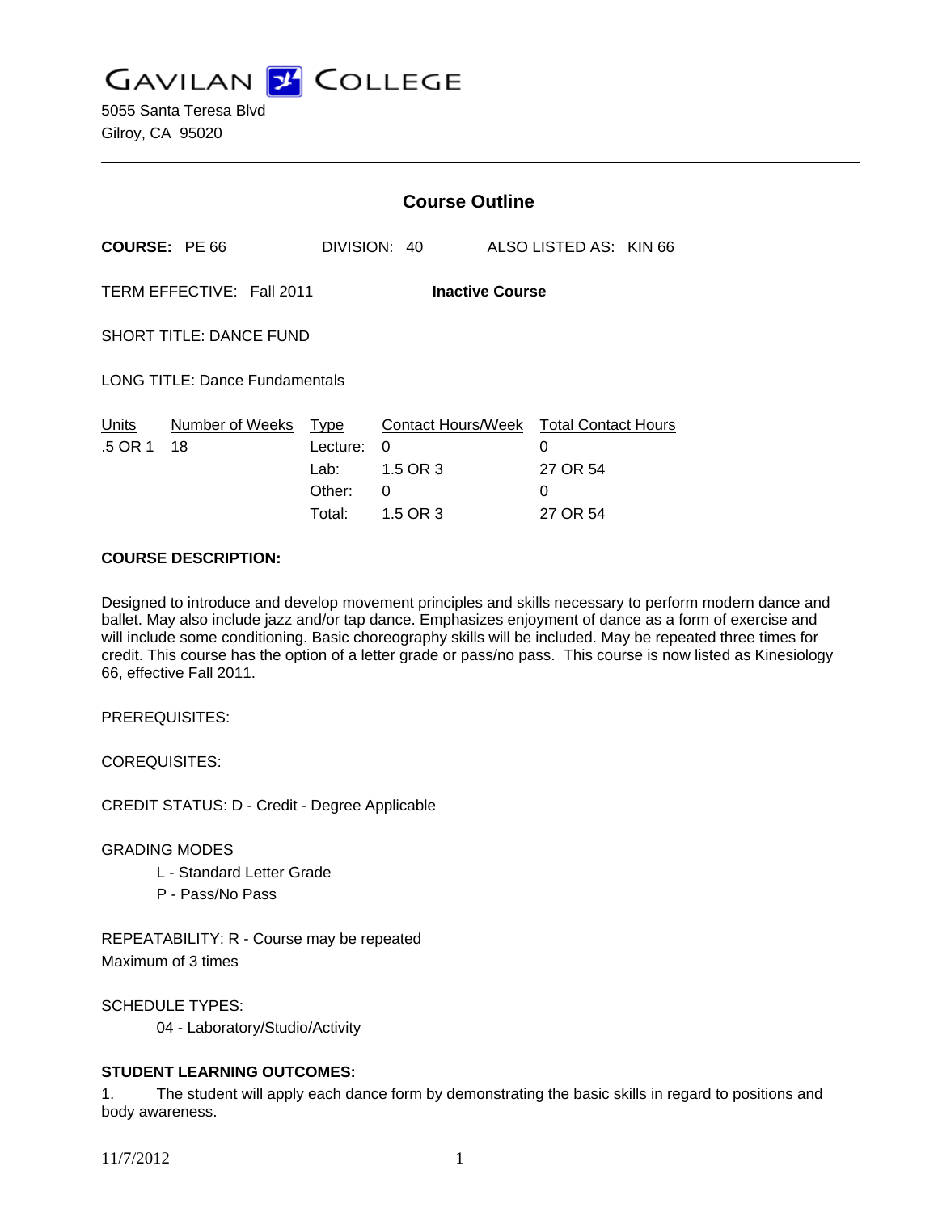# GAVILAN COLLEGE

5055 Santa Teresa Blvd
Gilroy, CA 95020

---

## Course Outline

**COURSE:** PE 66  DIVISION: 40  ALSO LISTED AS: KIN 66

TERM EFFECTIVE: Fall 2011  **Inactive Course**

SHORT TITLE: DANCE FUND

LONG TITLE: Dance Fundamentals

| Units | Number of Weeks | Type | Contact Hours/Week | Total Contact Hours |
|---|---|---|---|---|
| .5 OR 1 | 18 | Lecture: | 0 | 0 |
| | | Lab: | 1.5 OR 3 | 27 OR 54 |
| | | Other: | 0 | 0 |
| | | Total: | 1.5 OR 3 | 27 OR 54 |

**COURSE DESCRIPTION:**

Designed to introduce and develop movement principles and skills necessary to perform modern dance and ballet. May also include jazz and/or tap dance. Emphasizes enjoyment of dance as a form of exercise and will include some conditioning. Basic choreography skills will be included. May be repeated three times for credit. This course has the option of a letter grade or pass/no pass. This course is now listed as Kinesiology 66, effective Fall 2011.

PREREQUISITES:

COREQUISITES:

CREDIT STATUS: D - Credit - Degree Applicable

GRADING MODES

- L - Standard Letter Grade
- P - Pass/No Pass

REPEATABILITY: R - Course may be repeated
Maximum of 3 times

SCHEDULE TYPES:

- 04 - Laboratory/Studio/Activity

**STUDENT LEARNING OUTCOMES:**

1. The student will apply each dance form by demonstrating the basic skills in regard to positions and body awareness.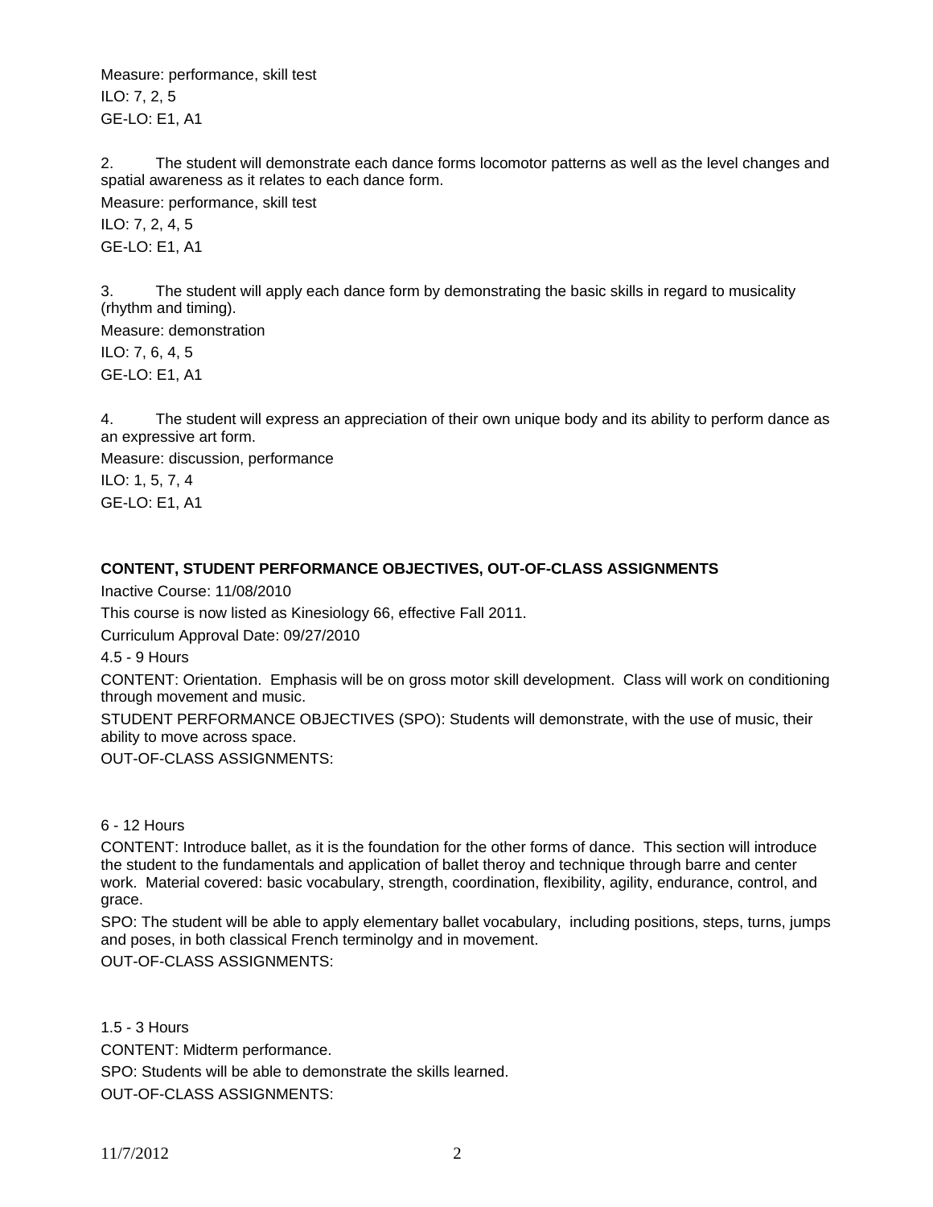Measure: performance, skill test

ILO: 7, 2, 5

GE-LO: E1, A1

2. The student will demonstrate each dance forms locomotor patterns as well as the level changes and spatial awareness as it relates to each dance form.

Measure: performance, skill test

ILO: 7, 2, 4, 5

GE-LO: E1, A1

3. The student will apply each dance form by demonstrating the basic skills in regard to musicality (rhythm and timing).

Measure: demonstration

ILO: 7, 6, 4, 5

GE-LO: E1, A1

4. The student will express an appreciation of their own unique body and its ability to perform dance as an expressive art form.

Measure: discussion, performance

ILO: 1, 5, 7, 4

GE-LO: E1, A1

**CONTENT, STUDENT PERFORMANCE OBJECTIVES, OUT-OF-CLASS ASSIGNMENTS**

Inactive Course: 11/08/2010

This course is now listed as Kinesiology 66, effective Fall 2011.

Curriculum Approval Date: 09/27/2010

4.5 - 9 Hours

CONTENT: Orientation. Emphasis will be on gross motor skill development. Class will work on conditioning through movement and music.

STUDENT PERFORMANCE OBJECTIVES (SPO): Students will demonstrate, with the use of music, their ability to move across space.

OUT-OF-CLASS ASSIGNMENTS:

6 - 12 Hours

CONTENT: Introduce ballet, as it is the foundation for the other forms of dance. This section will introduce the student to the fundamentals and application of ballet theroy and technique through barre and center work. Material covered: basic vocabulary, strength, coordination, flexibility, agility, endurance, control, and grace.

SPO: The student will be able to apply elementary ballet vocabulary, including positions, steps, turns, jumps and poses, in both classical French terminolgy and in movement.

OUT-OF-CLASS ASSIGNMENTS:

1.5 - 3 Hours

CONTENT: Midterm performance.

SPO: Students will be able to demonstrate the skills learned.

OUT-OF-CLASS ASSIGNMENTS: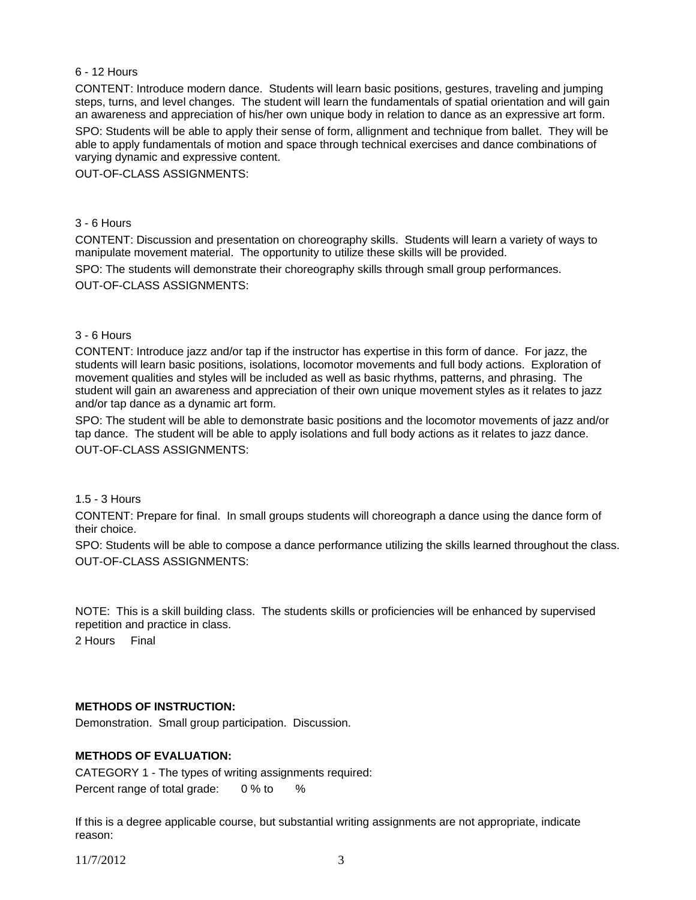6 - 12 Hours

CONTENT: Introduce modern dance.  Students will learn basic positions, gestures, traveling and jumping steps, turns, and level changes.  The student will learn the fundamentals of spatial orientation and will gain an awareness and appreciation of his/her own unique body in relation to dance as an expressive art form.

SPO: Students will be able to apply their sense of form, allignment and technique from ballet.  They will be able to apply fundamentals of motion and space through technical exercises and dance combinations of varying dynamic and expressive content.

OUT-OF-CLASS ASSIGNMENTS:

3 - 6 Hours

CONTENT: Discussion and presentation on choreography skills.  Students will learn a variety of ways to manipulate movement material.  The opportunity to utilize these skills will be provided.

SPO: The students will demonstrate their choreography skills through small group performances.

OUT-OF-CLASS ASSIGNMENTS:

3 - 6 Hours

CONTENT: Introduce jazz and/or tap if the instructor has expertise in this form of dance.  For jazz, the students will learn basic positions, isolations, locomotor movements and full body actions.  Exploration of movement qualities and styles will be included as well as basic rhythms, patterns, and phrasing.  The student will gain an awareness and appreciation of their own unique movement styles as it relates to jazz and/or tap dance as a dynamic art form.

SPO: The student will be able to demonstrate basic positions and the locomotor movements of jazz and/or tap dance.  The student will be able to apply isolations and full body actions as it relates to jazz dance.

OUT-OF-CLASS ASSIGNMENTS:

1.5 - 3 Hours

CONTENT: Prepare for final.  In small groups students will choreograph a dance using the dance form of their choice.

SPO: Students will be able to compose a dance performance utilizing the skills learned throughout the class.

OUT-OF-CLASS ASSIGNMENTS:

NOTE:  This is a skill building class.  The students skills or proficiencies will be enhanced by supervised repetition and practice in class.

2 Hours     Final

**METHODS OF INSTRUCTION:**

Demonstration.  Small group participation.  Discussion.

**METHODS OF EVALUATION:**

CATEGORY 1 - The types of writing assignments required:

Percent range of total grade:     0 % to     %

If this is a degree applicable course, but substantial writing assignments are not appropriate, indicate reason: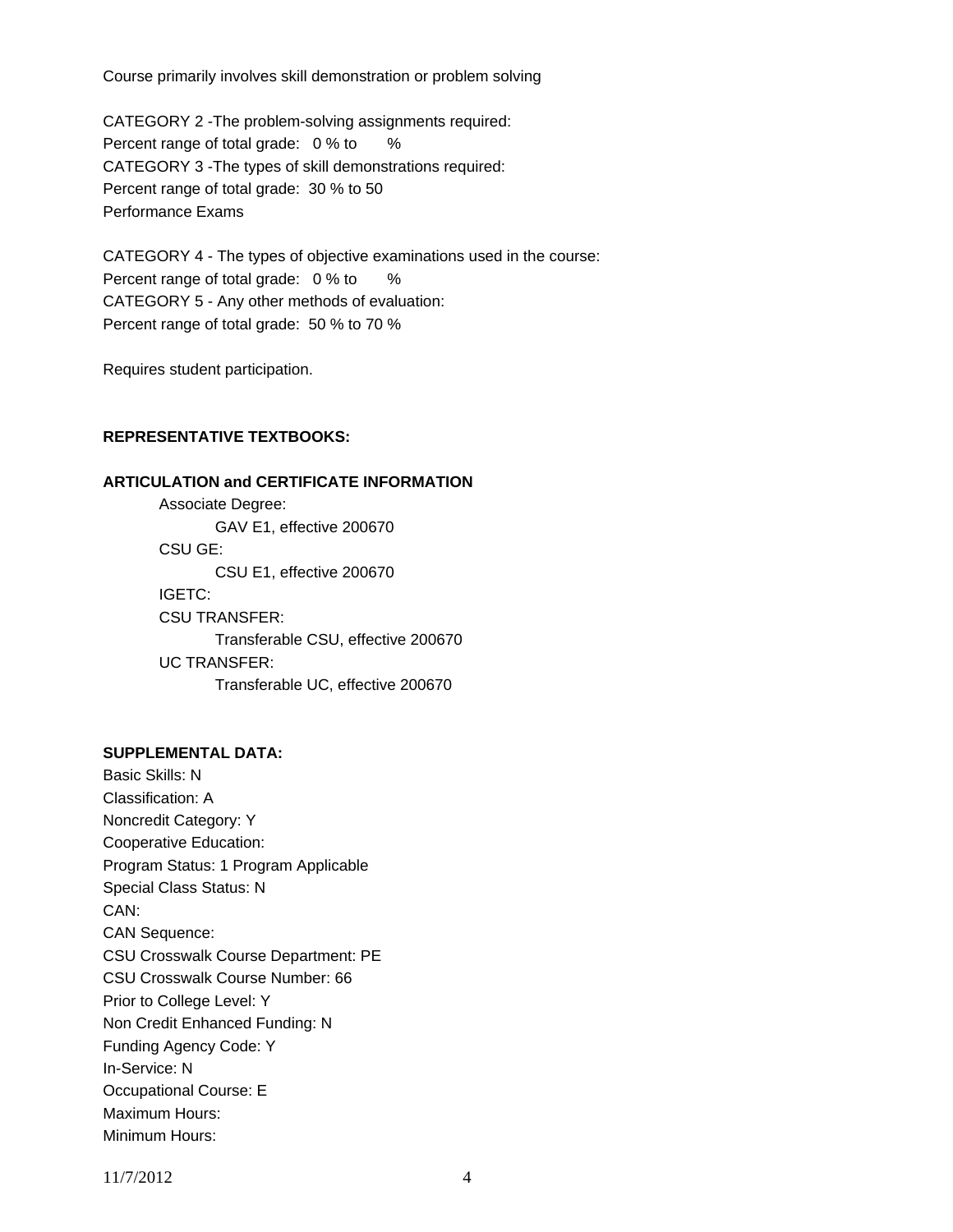Course primarily involves skill demonstration or problem solving

CATEGORY 2 -The problem-solving assignments required:
Percent range of total grade: 0 % to %
CATEGORY 3 -The types of skill demonstrations required:
Percent range of total grade: 30 % to 50
Performance Exams

CATEGORY 4 - The types of objective examinations used in the course:
Percent range of total grade: 0 % to %
CATEGORY 5 - Any other methods of evaluation:
Percent range of total grade: 50 % to 70 %

Requires student participation.

**REPRESENTATIVE TEXTBOOKS:**

**ARTICULATION and CERTIFICATE INFORMATION**

- Associate Degree:
  - GAV E1, effective 200670
- CSU GE:
  - CSU E1, effective 200670
- IGETC:
- CSU TRANSFER:
  - Transferable CSU, effective 200670
- UC TRANSFER:
  - Transferable UC, effective 200670

**SUPPLEMENTAL DATA:**

Basic Skills: N
Classification: A
Noncredit Category: Y
Cooperative Education:
Program Status: 1 Program Applicable
Special Class Status: N
CAN:
CAN Sequence:
CSU Crosswalk Course Department: PE
CSU Crosswalk Course Number: 66
Prior to College Level: Y
Non Credit Enhanced Funding: N
Funding Agency Code: Y
In-Service: N
Occupational Course: E
Maximum Hours:
Minimum Hours: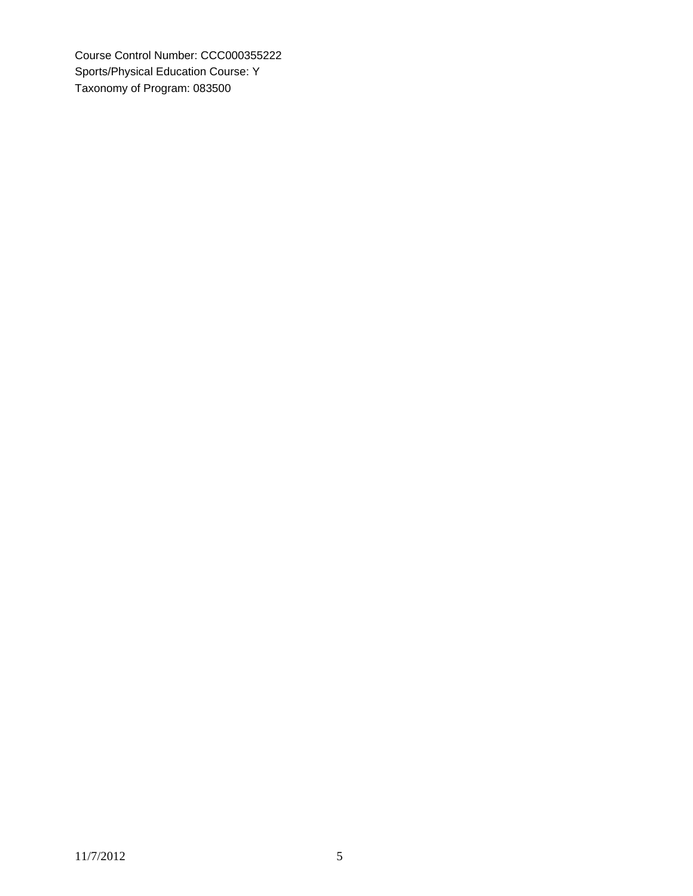Course Control Number: CCC000355222
Sports/Physical Education Course: Y
Taxonomy of Program: 083500